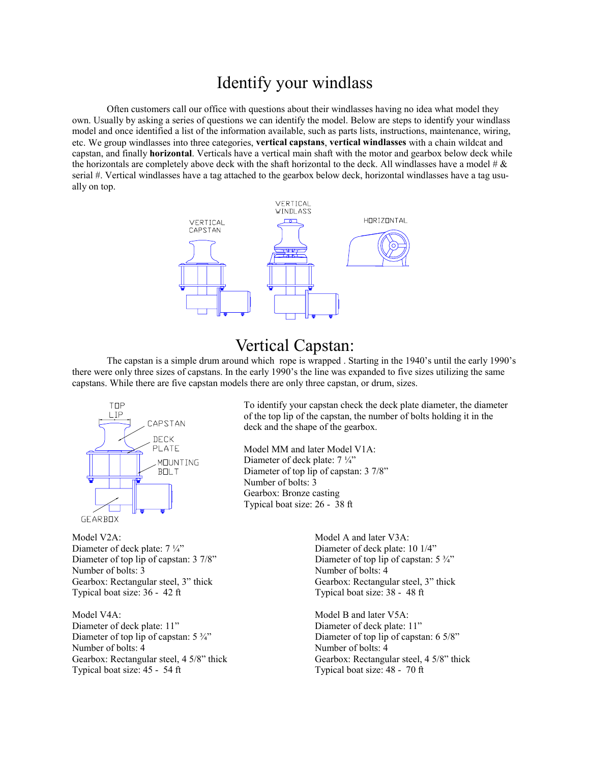# Identify your windlass

Often customers call our office with questions about their windlasses having no idea what model they own. Usually by asking a series of questions we can identify the model. Below are steps to identify your windlass model and once identified a list of the information available, such as parts lists, instructions, maintenance, wiring, etc. We group windlasses into three categories, **vertical capstans**, **vertical windlasses** with a chain wildcat and capstan, and finally **horizontal**. Verticals have a vertical main shaft with the motor and gearbox below deck while the horizontals are completely above deck with the shaft horizontal to the deck. All windlasses have a model # & serial #. Vertical windlasses have a tag attached to the gearbox below deck, horizontal windlasses have a tag usually on top.

VERTICAL CAPSTAN

VERTICAL WINDLASS

HORIZONTAL

# Vertical Capstan:

The capstan is a simple drum around which rope is wrapped . Starting in the 1940's until the early 1990's there were only three sizes of capstans. In the early 1990's the line was expanded to five sizes utilizing the same capstans. While there are five capstan models there are only three capstan, or drum, sizes.

TOP LIP

CAPSTAN

DECK PLATE

MOUNTING BOLT

GEARBOX

To identify your capstan check the deck plate diameter, the diameter of the top lip of the capstan, the number of bolts holding it in the deck and the shape of the gearbox.

Model MM and later Model V1A:
Diameter of deck plate: 7 ¼"
Diameter of top lip of capstan: 3 7/8"
Number of bolts: 3
Gearbox: Bronze casting
Typical boat size: 26 - 38 ft

Model V2A:
Diameter of deck plate: 7 ¼"
Diameter of top lip of capstan: 3 7/8"
Number of bolts: 3
Gearbox: Rectangular steel, 3" thick
Typical boat size: 36 - 42 ft

Model A and later V3A:
Diameter of deck plate: 10 1/4"
Diameter of top lip of capstan: 5 ¾"
Number of bolts: 4
Gearbox: Rectangular steel, 3" thick
Typical boat size: 38 - 48 ft

Model V4A:
Diameter of deck plate: 11"
Diameter of top lip of capstan: 5 ¾"
Number of bolts: 4
Gearbox: Rectangular steel, 4 5/8" thick
Typical boat size: 45 - 54 ft

Model B and later V5A:
Diameter of deck plate: 11"
Diameter of top lip of capstan: 6 5/8"
Number of bolts: 4
Gearbox: Rectangular steel, 4 5/8" thick
Typical boat size: 48 - 70 ft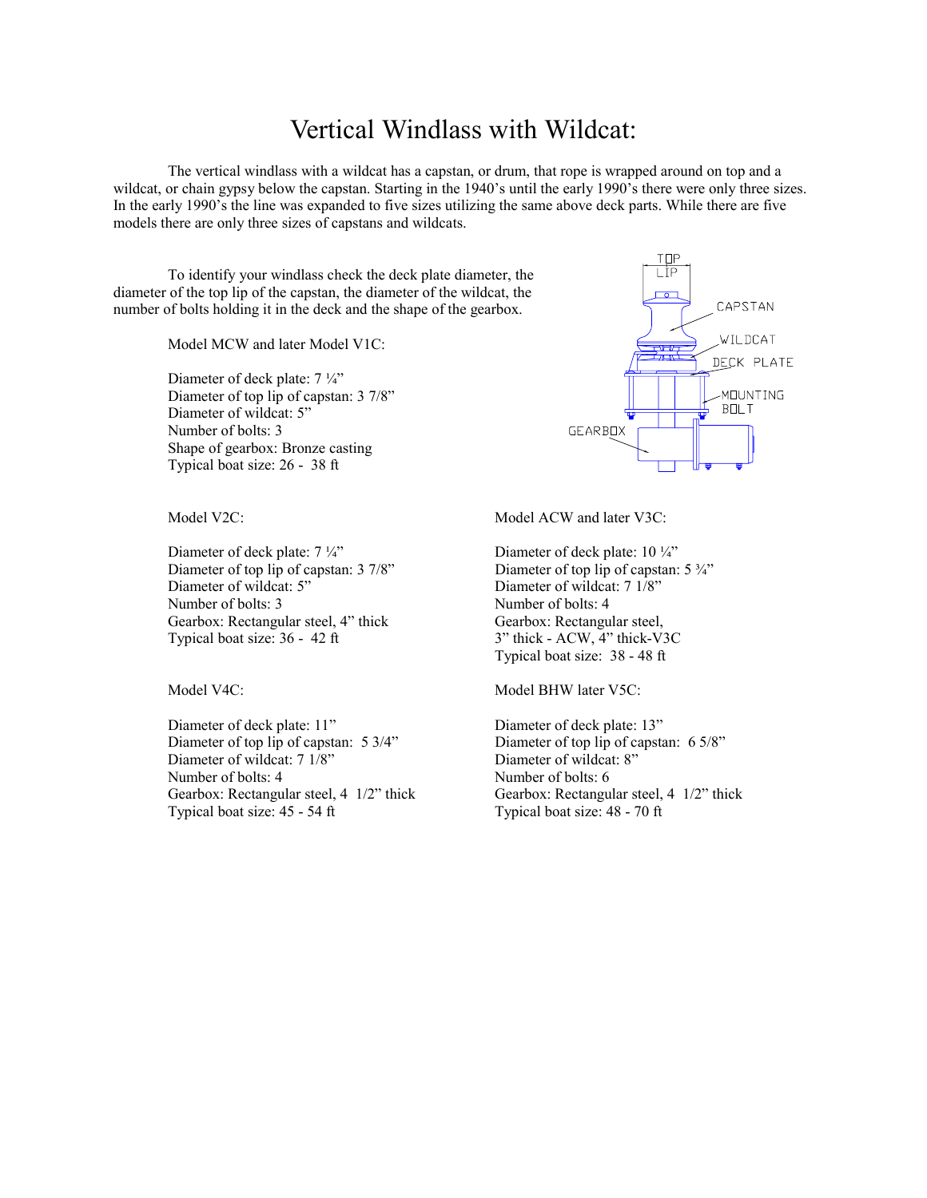# Vertical Windlass with Wildcat:

The vertical windlass with a wildcat has a capstan, or drum, that rope is wrapped around on top and a wildcat, or chain gypsy below the capstan. Starting in the 1940's until the early 1990's there were only three sizes. In the early 1990's the line was expanded to five sizes utilizing the same above deck parts. While there are five models there are only three sizes of capstans and wildcats.

To identify your windlass check the deck plate diameter, the diameter of the top lip of the capstan, the diameter of the wildcat, the number of bolts holding it in the deck and the shape of the gearbox.

Model MCW and later Model V1C:

Diameter of deck plate: 7 ¼"
Diameter of top lip of capstan: 3 7/8"
Diameter of wildcat: 5"
Number of bolts: 3
Shape of gearbox: Bronze casting
Typical boat size: 26 - 38 ft

Model V2C:

Diameter of deck plate: 7 ¼"
Diameter of top lip of capstan: 3 7/8"
Diameter of wildcat: 5"
Number of bolts: 3
Gearbox: Rectangular steel, 4" thick
Typical boat size: 36 - 42 ft

Model ACW and later V3C:

Diameter of deck plate: 10 ¼"
Diameter of top lip of capstan: 5 ¾"
Diameter of wildcat: 7 1/8"
Number of bolts: 4
Gearbox: Rectangular steel,
3" thick - ACW, 4" thick-V3C
Typical boat size: 38 - 48 ft

Model V4C:

Diameter of deck plate: 11"
Diameter of top lip of capstan: 5 3/4"
Diameter of wildcat: 7 1/8"
Number of bolts: 4
Gearbox: Rectangular steel, 4 1/2" thick
Typical boat size: 45 - 54 ft

Model BHW later V5C:

Diameter of deck plate: 13"
Diameter of top lip of capstan: 6 5/8"
Diameter of wildcat: 8"
Number of bolts: 6
Gearbox: Rectangular steel, 4 1/2" thick
Typical boat size: 48 - 70 ft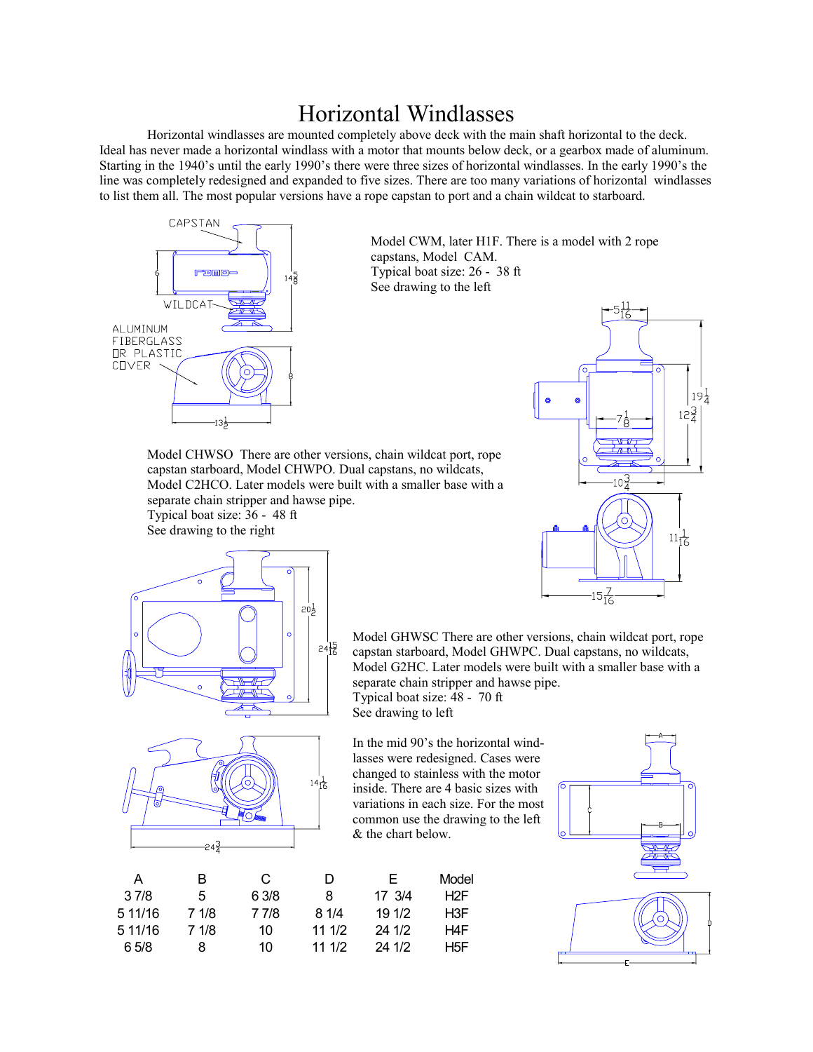# Horizontal Windlasses

Horizontal windlasses are mounted completely above deck with the main shaft horizontal to the deck. Ideal has never made a horizontal windlass with a motor that mounts below deck, or a gearbox made of aluminum. Starting in the 1940's until the early 1990's there were three sizes of horizontal windlasses. In the early 1990's the line was completely redesigned and expanded to five sizes. There are too many variations of horizontal windlasses to list them all. The most popular versions have a rope capstan to port and a chain wildcat to starboard.

CAPSTAN

WILDCAT

ALUMINUM FIBERGLASS OR PLASTIC COVER

6

14 5/8

8

13 1/2

Model CWM, later H1F. There is a model with 2 rope capstans, Model CAM.
Typical boat size: 26 - 38 ft
See drawing to the left

5 11/16

19 1/4

12 3/4

7 1/8

10 3/4

11 1/16

15 7/16

Model CHWSO There are other versions, chain wildcat port, rope capstan starboard, Model CHWPO. Dual capstans, no wildcats, Model C2HCO. Later models were built with a smaller base with a separate chain stripper and hawse pipe.
Typical boat size: 36 - 48 ft
See drawing to the right

20 1/2

24 15/16

14 1/16

24 3/4

Model GHWSC There are other versions, chain wildcat port, rope capstan starboard, Model GHWPC. Dual capstans, no wildcats, Model G2HC. Later models were built with a smaller base with a separate chain stripper and hawse pipe.
Typical boat size: 48 - 70 ft
See drawing to left

In the mid 90's the horizontal windlasses were redesigned. Cases were changed to stainless with the motor inside. There are 4 basic sizes with variations in each size. For the most common use the drawing to the left & the chart below.

A

B

C

D

E

| A | B | C | D | E | Model |
|---|---|---|---|---|---|
| 3 7/8 | 5 | 6 3/8 | 8 | 17 3/4 | H2F |
| 5 11/16 | 7 1/8 | 7 7/8 | 8 1/4 | 19 1/2 | H3F |
| 5 11/16 | 7 1/8 | 10 | 11 1/2 | 24 1/2 | H4F |
| 6 5/8 | 8 | 10 | 11 1/2 | 24 1/2 | H5F |